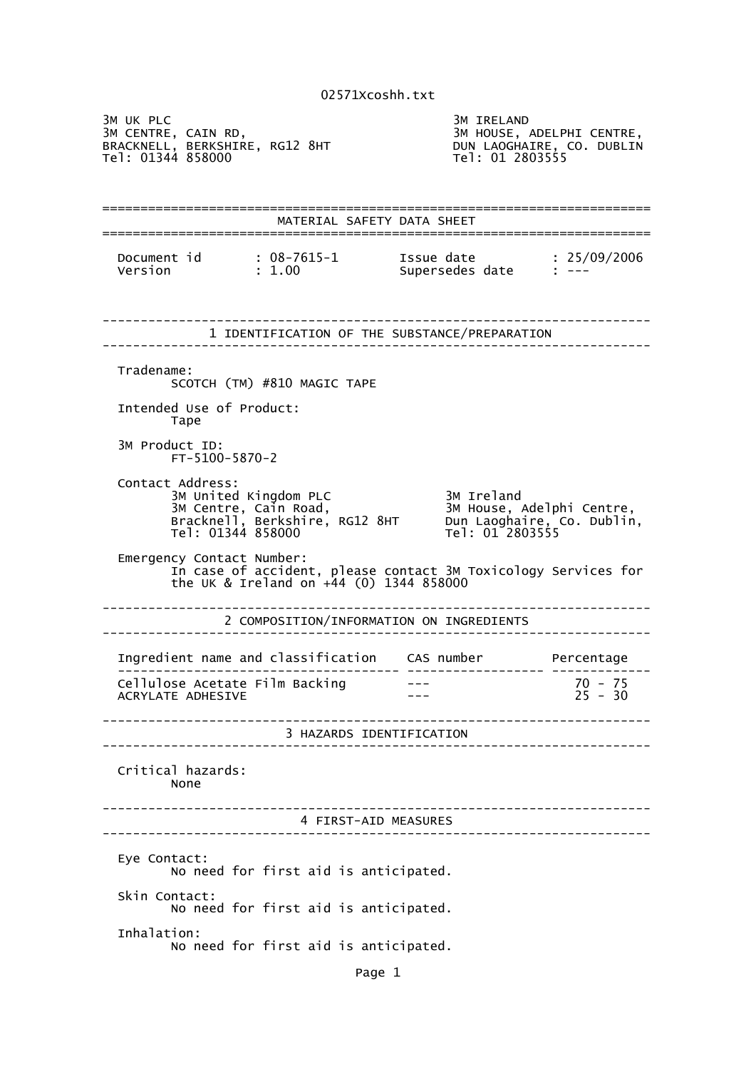02571Xcoshh.txt

3M UK PLC
3M CENTRE, CAIN RD,
BRACKNELL, BERKSHIRE, RG12 8HT
Tel: 01344 858000

3M IRELAND
3M HOUSE, ADELPHI CENTRE,
DUN LAOGHAIRE, CO. DUBLIN
Tel: 01 2803555

# MATERIAL SAFETY DATA SHEET

| Document id | : 08-7615-1 | Issue date | : 25/09/2006 |
|---|---|---|---|
| Version | : 1.00 | Supersedes date | : --- |

## 1 IDENTIFICATION OF THE SUBSTANCE/PREPARATION

Tradename:
SCOTCH (TM) #810 MAGIC TAPE

Intended Use of Product:
Tape

3M Product ID:
FT-5100-5870-2

Contact Address:

3M United Kingdom PLC
3M Centre, Cain Road,
Bracknell, Berkshire, RG12 8HT
Tel: 01344 858000

3M Ireland
3M House, Adelphi Centre,
Dun Laoghaire, Co. Dublin,
Tel: 01 2803555

Emergency Contact Number:
In case of accident, please contact 3M Toxicology Services for the UK & Ireland on +44 (0) 1344 858000

## 2 COMPOSITION/INFORMATION ON INGREDIENTS

| Ingredient name and classification | CAS number | Percentage |
|---|---|---|
| Cellulose Acetate Film Backing | --- | 70 - 75 |
| ACRYLATE ADHESIVE | --- | 25 - 30 |

## 3 HAZARDS IDENTIFICATION

Critical hazards:
None

## 4 FIRST-AID MEASURES

Eye Contact:
No need for first aid is anticipated.

Skin Contact:
No need for first aid is anticipated.

Inhalation:
No need for first aid is anticipated.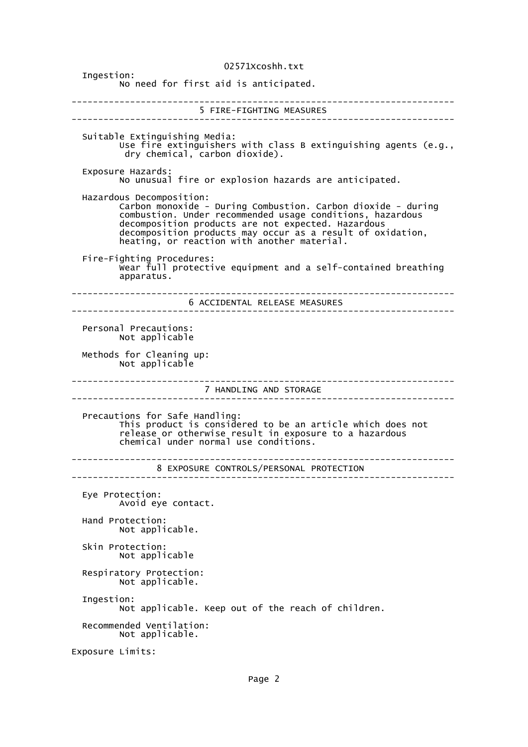**Ingestion:**
No need for first aid is anticipated.

## 5 FIRE-FIGHTING MEASURES

**Suitable Extinguishing Media:**
Use fire extinguishers with class B extinguishing agents (e.g., dry chemical, carbon dioxide).

**Exposure Hazards:**
No unusual fire or explosion hazards are anticipated.

**Hazardous Decomposition:**
Carbon monoxide - During Combustion. Carbon dioxide - during combustion. Under recommended usage conditions, hazardous decomposition products are not expected. Hazardous decomposition products may occur as a result of oxidation, heating, or reaction with another material.

**Fire-Fighting Procedures:**
Wear full protective equipment and a self-contained breathing apparatus.

## 6 ACCIDENTAL RELEASE MEASURES

**Personal Precautions:**
Not applicable

**Methods for Cleaning up:**
Not applicable

## 7 HANDLING AND STORAGE

**Precautions for Safe Handling:**
This product is considered to be an article which does not release or otherwise result in exposure to a hazardous chemical under normal use conditions.

## 8 EXPOSURE CONTROLS/PERSONAL PROTECTION

**Eye Protection:**
Avoid eye contact.

**Hand Protection:**
Not applicable.

**Skin Protection:**
Not applicable

**Respiratory Protection:**
Not applicable.

**Ingestion:**
Not applicable. Keep out of the reach of children.

**Recommended Ventilation:**
Not applicable.

**Exposure Limits:**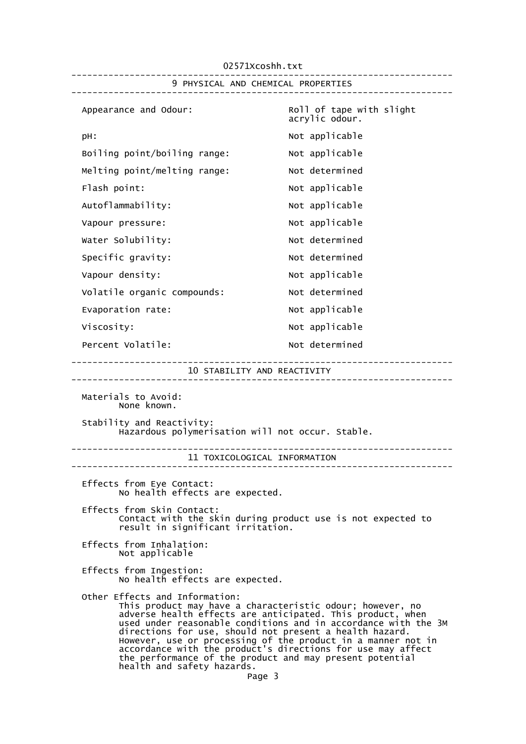## 9 PHYSICAL AND CHEMICAL PROPERTIES

| Property | Value |
|---|---|
| Appearance and Odour: | Roll of tape with slight acrylic odour. |
| pH: | Not applicable |
| Boiling point/boiling range: | Not applicable |
| Melting point/melting range: | Not determined |
| Flash point: | Not applicable |
| Autoflammability: | Not applicable |
| Vapour pressure: | Not applicable |
| Water Solubility: | Not determined |
| Specific gravity: | Not determined |
| Vapour density: | Not applicable |
| Volatile organic compounds: | Not determined |
| Evaporation rate: | Not applicable |
| Viscosity: | Not applicable |
| Percent Volatile: | Not determined |

## 10 STABILITY AND REACTIVITY

Materials to Avoid:
None known.

Stability and Reactivity:
Hazardous polymerisation will not occur. Stable.

## 11 TOXICOLOGICAL INFORMATION

Effects from Eye Contact:
No health effects are expected.

Effects from Skin Contact:
Contact with the skin during product use is not expected to result in significant irritation.

Effects from Inhalation:
Not applicable

Effects from Ingestion:
No health effects are expected.

Other Effects and Information:
This product may have a characteristic odour; however, no adverse health effects are anticipated. This product, when used under reasonable conditions and in accordance with the 3M directions for use, should not present a health hazard. However, use or processing of the product in a manner not in accordance with the product's directions for use may affect the performance of the product and may present potential health and safety hazards.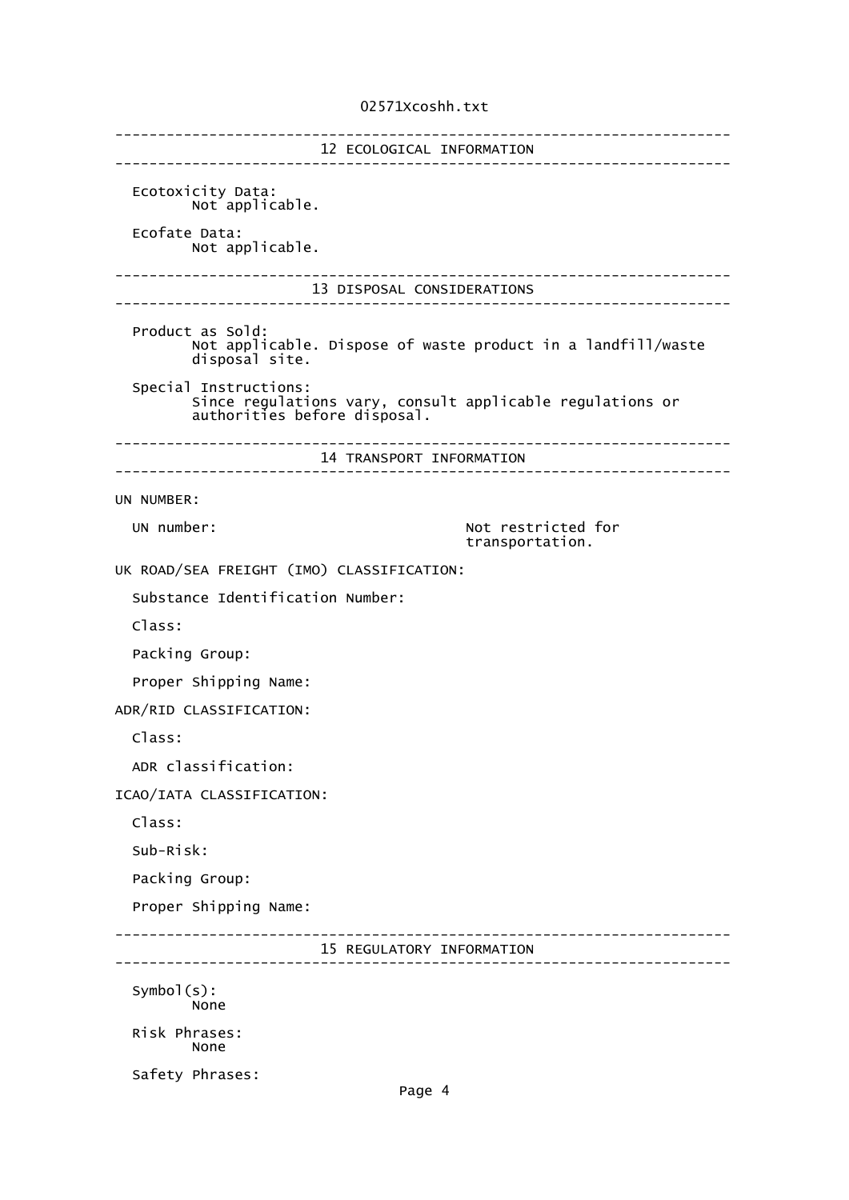## 12 ECOLOGICAL INFORMATION

**Ecotoxicity Data:**
Not applicable.

**Ecofate Data:**
Not applicable.

## 13 DISPOSAL CONSIDERATIONS

**Product as Sold:**
Not applicable. Dispose of waste product in a landfill/waste disposal site.

**Special Instructions:**
Since regulations vary, consult applicable regulations or authorities before disposal.

## 14 TRANSPORT INFORMATION

**UN NUMBER:**

UN number: Not restricted for transportation.

**UK ROAD/SEA FREIGHT (IMO) CLASSIFICATION:**

Substance Identification Number:

Class:

Packing Group:

Proper Shipping Name:

**ADR/RID CLASSIFICATION:**

Class:

ADR classification:

**ICAO/IATA CLASSIFICATION:**

Class:

Sub-Risk:

Packing Group:

Proper Shipping Name:

## 15 REGULATORY INFORMATION

**Symbol(s):**
None

**Risk Phrases:**
None

**Safety Phrases:**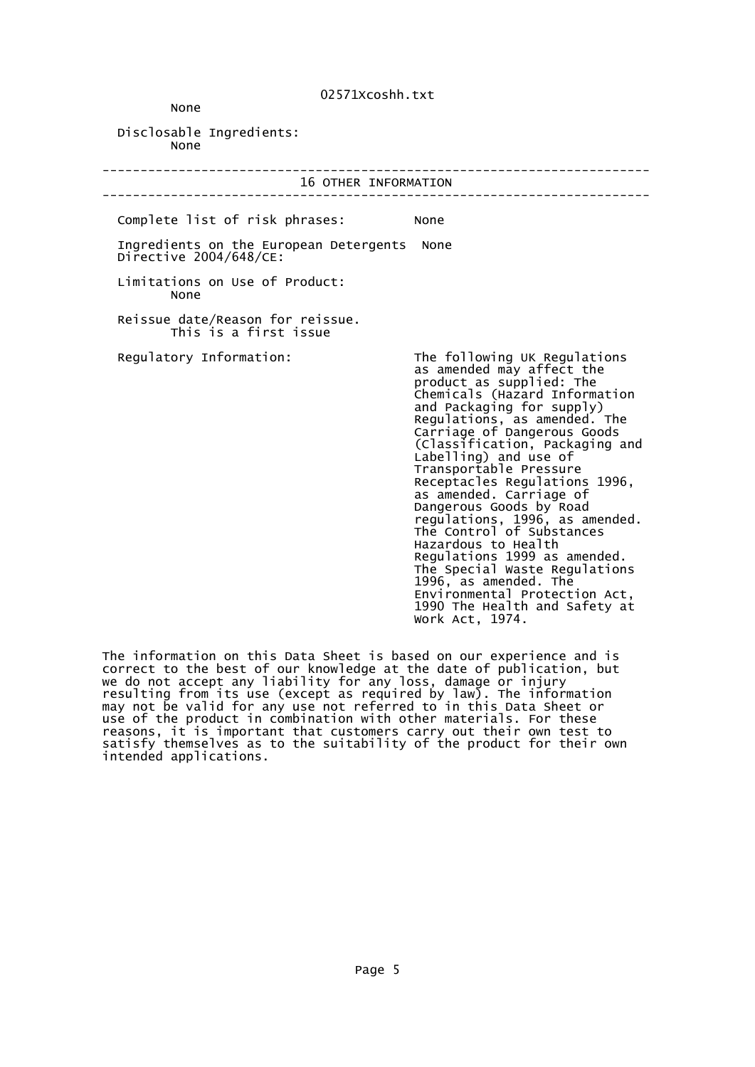None

Disclosable Ingredients:
None

## 16 OTHER INFORMATION

Complete list of risk phrases: None

Ingredients on the European Detergents Directive 2004/648/CE: None

Limitations on Use of Product:
None

Reissue date/Reason for reissue.
This is a first issue

Regulatory Information: The following UK Regulations as amended may affect the product as supplied: The Chemicals (Hazard Information and Packaging for supply) Regulations, as amended. The Carriage of Dangerous Goods (Classification, Packaging and Labelling) and use of Transportable Pressure Receptacles Regulations 1996, as amended. Carriage of Dangerous Goods by Road regulations, 1996, as amended. The Control of Substances Hazardous to Health Regulations 1999 as amended. The Special Waste Regulations 1996, as amended. The Environmental Protection Act, 1990 The Health and Safety at Work Act, 1974.

The information on this Data Sheet is based on our experience and is correct to the best of our knowledge at the date of publication, but we do not accept any liability for any loss, damage or injury resulting from its use (except as required by law). The information may not be valid for any use not referred to in this Data Sheet or use of the product in combination with other materials. For these reasons, it is important that customers carry out their own test to satisfy themselves as to the suitability of the product for their own intended applications.